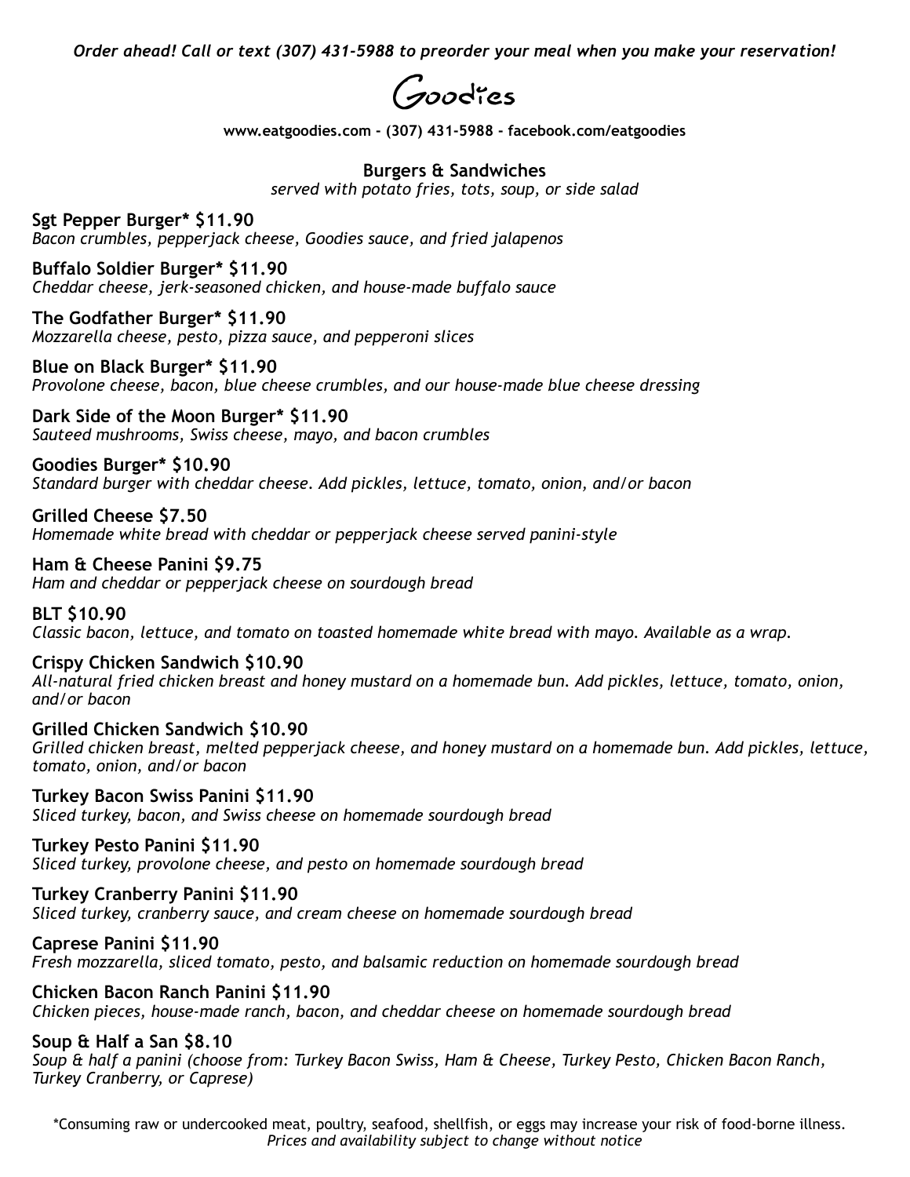*Order ahead! Call or text (307) 431-5988 to preorder your meal when you make your reservation!*

# Goodies

**www.eatgoodies.com - (307) 431-5988 - facebook.com/eatgoodies**

## Burgers & Sandwiches

*served with potato fries, tots, soup, or side salad*

**Sgt Pepper Burger* $11.90**
*Bacon crumbles, pepperjack cheese, Goodies sauce, and fried jalapenos*

**Buffalo Soldier Burger* $11.90**
*Cheddar cheese, jerk-seasoned chicken, and house-made buffalo sauce*

**The Godfather Burger* $11.90**
*Mozzarella cheese, pesto, pizza sauce, and pepperoni slices*

**Blue on Black Burger* $11.90**
*Provolone cheese, bacon, blue cheese crumbles, and our house-made blue cheese dressing*

**Dark Side of the Moon Burger* $11.90**
*Sauteed mushrooms, Swiss cheese, mayo, and bacon crumbles*

**Goodies Burger* $10.90**
*Standard burger with cheddar cheese. Add pickles, lettuce, tomato, onion, and/or bacon*

**Grilled Cheese $7.50**
*Homemade white bread with cheddar or pepperjack cheese served panini-style*

**Ham & Cheese Panini $9.75**
*Ham and cheddar or pepperjack cheese on sourdough bread*

**BLT $10.90**
*Classic bacon, lettuce, and tomato on toasted homemade white bread with mayo. Available as a wrap.*

**Crispy Chicken Sandwich $10.90**
*All-natural fried chicken breast and honey mustard on a homemade bun. Add pickles, lettuce, tomato, onion, and/or bacon*

**Grilled Chicken Sandwich $10.90**
*Grilled chicken breast, melted pepperjack cheese, and honey mustard on a homemade bun. Add pickles, lettuce, tomato, onion, and/or bacon*

**Turkey Bacon Swiss Panini $11.90**
*Sliced turkey, bacon, and Swiss cheese on homemade sourdough bread*

**Turkey Pesto Panini $11.90**
*Sliced turkey, provolone cheese, and pesto on homemade sourdough bread*

**Turkey Cranberry Panini $11.90**
*Sliced turkey, cranberry sauce, and cream cheese on homemade sourdough bread*

**Caprese Panini $11.90**
*Fresh mozzarella, sliced tomato, pesto, and balsamic reduction on homemade sourdough bread*

**Chicken Bacon Ranch Panini $11.90**
*Chicken pieces, house-made ranch, bacon, and cheddar cheese on homemade sourdough bread*

**Soup & Half a San $8.10**
*Soup & half a panini (choose from: Turkey Bacon Swiss, Ham & Cheese, Turkey Pesto, Chicken Bacon Ranch, Turkey Cranberry, or Caprese)*

*Consuming raw or undercooked meat, poultry, seafood, shellfish, or eggs may increase your risk of food-borne illness.
*Prices and availability subject to change without notice*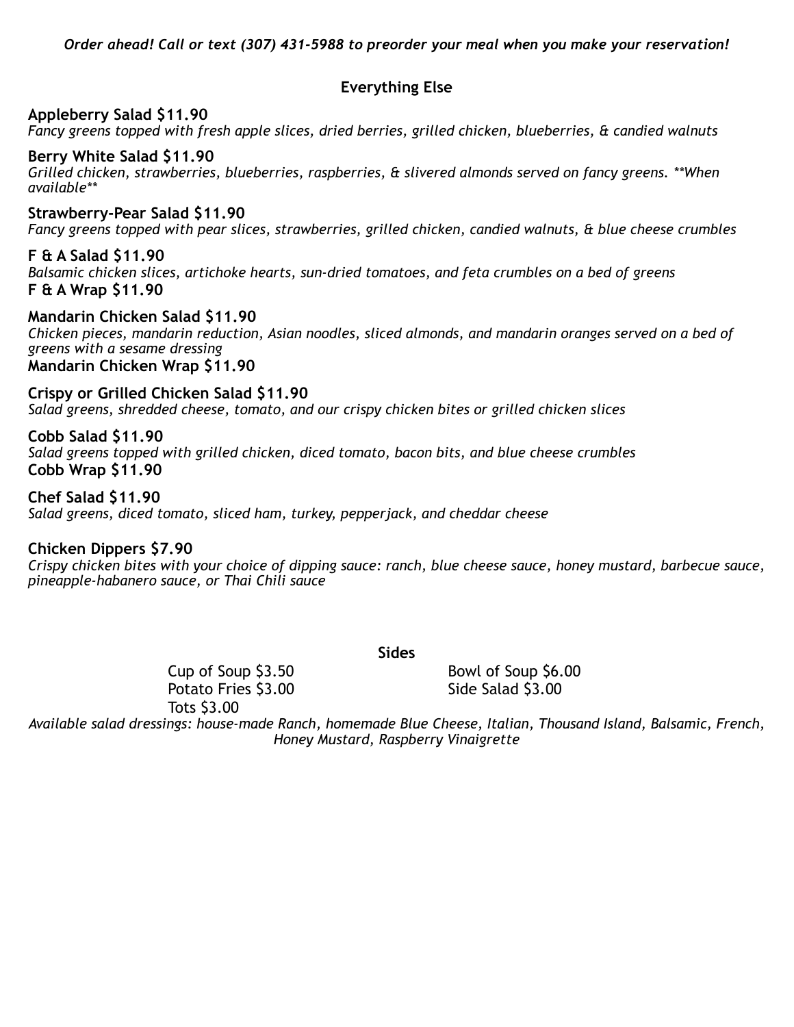*Order ahead! Call or text (307) 431-5988 to preorder your meal when you make your reservation!*

## Everything Else

**Appleberry Salad $11.90**
*Fancy greens topped with fresh apple slices, dried berries, grilled chicken, blueberries, & candied walnuts*

**Berry White Salad $11.90**
*Grilled chicken, strawberries, blueberries, raspberries, & slivered almonds served on fancy greens. **When available***

**Strawberry-Pear Salad $11.90**
*Fancy greens topped with pear slices, strawberries, grilled chicken, candied walnuts, & blue cheese crumbles*

**F & A Salad $11.90**
*Balsamic chicken slices, artichoke hearts, sun-dried tomatoes, and feta crumbles on a bed of greens*
**F & A Wrap $11.90**

**Mandarin Chicken Salad $11.90**
*Chicken pieces, mandarin reduction, Asian noodles, sliced almonds, and mandarin oranges served on a bed of greens with a sesame dressing*
**Mandarin Chicken Wrap $11.90**

**Crispy or Grilled Chicken Salad $11.90**
*Salad greens, shredded cheese, tomato, and our crispy chicken bites or grilled chicken slices*

**Cobb Salad $11.90**
*Salad greens topped with grilled chicken, diced tomato, bacon bits, and blue cheese crumbles*
**Cobb Wrap $11.90**

**Chef Salad $11.90**
*Salad greens, diced tomato, sliced ham, turkey, pepperjack, and cheddar cheese*

**Chicken Dippers $7.90**
*Crispy chicken bites with your choice of dipping sauce: ranch, blue cheese sauce, honey mustard, barbecue sauce, pineapple-habanero sauce, or Thai Chili sauce*

## Sides

Cup of Soup $3.50
Bowl of Soup $6.00
Potato Fries $3.00
Side Salad $3.00
Tots $3.00

*Available salad dressings: house-made Ranch, homemade Blue Cheese, Italian, Thousand Island, Balsamic, French, Honey Mustard, Raspberry Vinaigrette*